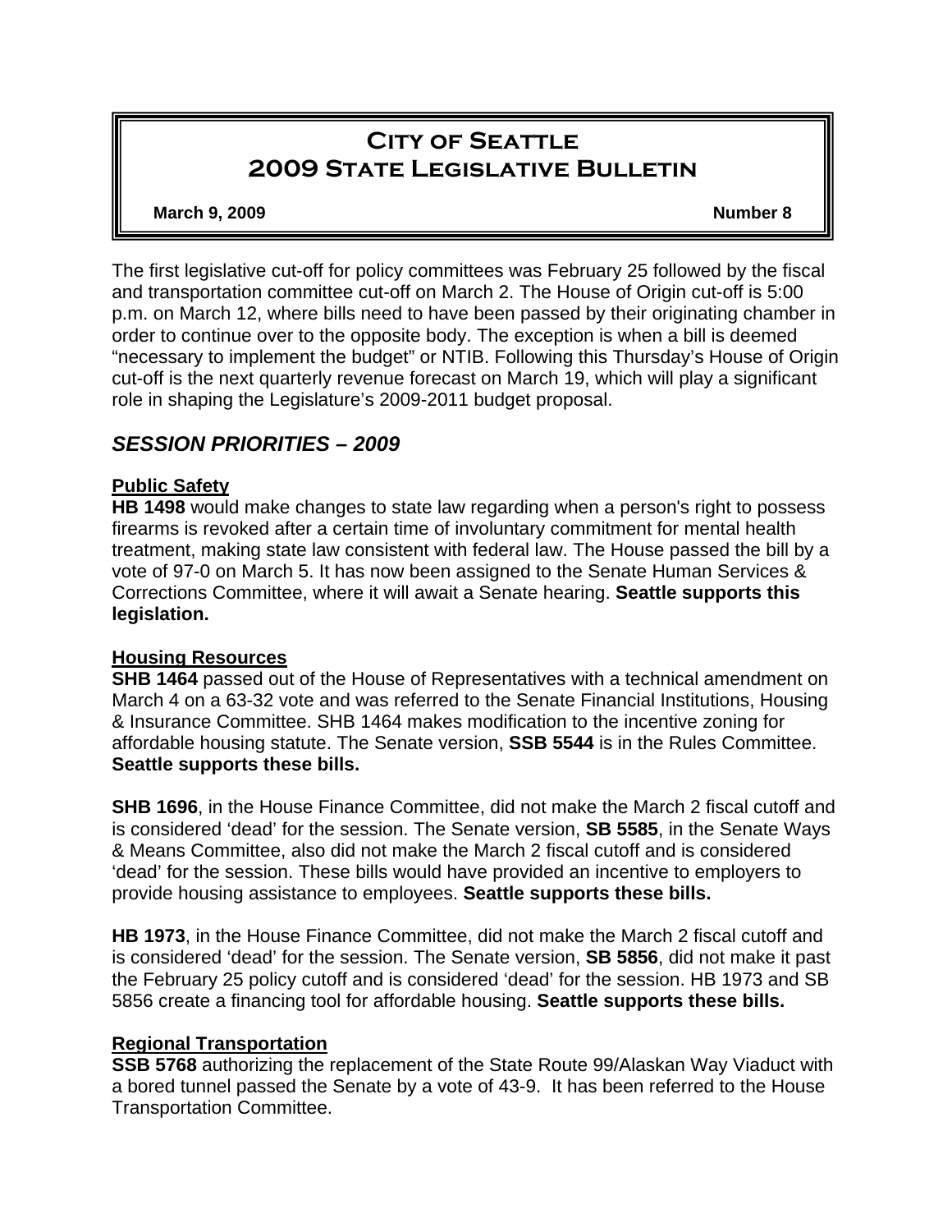# City of Seattle
# 2009 State Legislative Bulletin

**March 9, 2009** **Number 8**

The first legislative cut-off for policy committees was February 25 followed by the fiscal and transportation committee cut-off on March 2. The House of Origin cut-off is 5:00 p.m. on March 12, where bills need to have been passed by their originating chamber in order to continue over to the opposite body. The exception is when a bill is deemed "necessary to implement the budget" or NTIB. Following this Thursday's House of Origin cut-off is the next quarterly revenue forecast on March 19, which will play a significant role in shaping the Legislature's 2009-2011 budget proposal.

## *SESSION PRIORITIES – 2009*

### Public Safety

**HB 1498** would make changes to state law regarding when a person's right to possess firearms is revoked after a certain time of involuntary commitment for mental health treatment, making state law consistent with federal law. The House passed the bill by a vote of 97-0 on March 5. It has now been assigned to the Senate Human Services & Corrections Committee, where it will await a Senate hearing. **Seattle supports this legislation.**

### Housing Resources

**SHB 1464** passed out of the House of Representatives with a technical amendment on March 4 on a 63-32 vote and was referred to the Senate Financial Institutions, Housing & Insurance Committee. SHB 1464 makes modification to the incentive zoning for affordable housing statute. The Senate version, **SSB 5544** is in the Rules Committee. **Seattle supports these bills.**

**SHB 1696**, in the House Finance Committee, did not make the March 2 fiscal cutoff and is considered 'dead' for the session. The Senate version, **SB 5585**, in the Senate Ways & Means Committee, also did not make the March 2 fiscal cutoff and is considered 'dead' for the session. These bills would have provided an incentive to employers to provide housing assistance to employees. **Seattle supports these bills.**

**HB 1973**, in the House Finance Committee, did not make the March 2 fiscal cutoff and is considered 'dead' for the session. The Senate version, **SB 5856**, did not make it past the February 25 policy cutoff and is considered 'dead' for the session. HB 1973 and SB 5856 create a financing tool for affordable housing. **Seattle supports these bills.**

### Regional Transportation

**SSB 5768** authorizing the replacement of the State Route 99/Alaskan Way Viaduct with a bored tunnel passed the Senate by a vote of 43-9. It has been referred to the House Transportation Committee.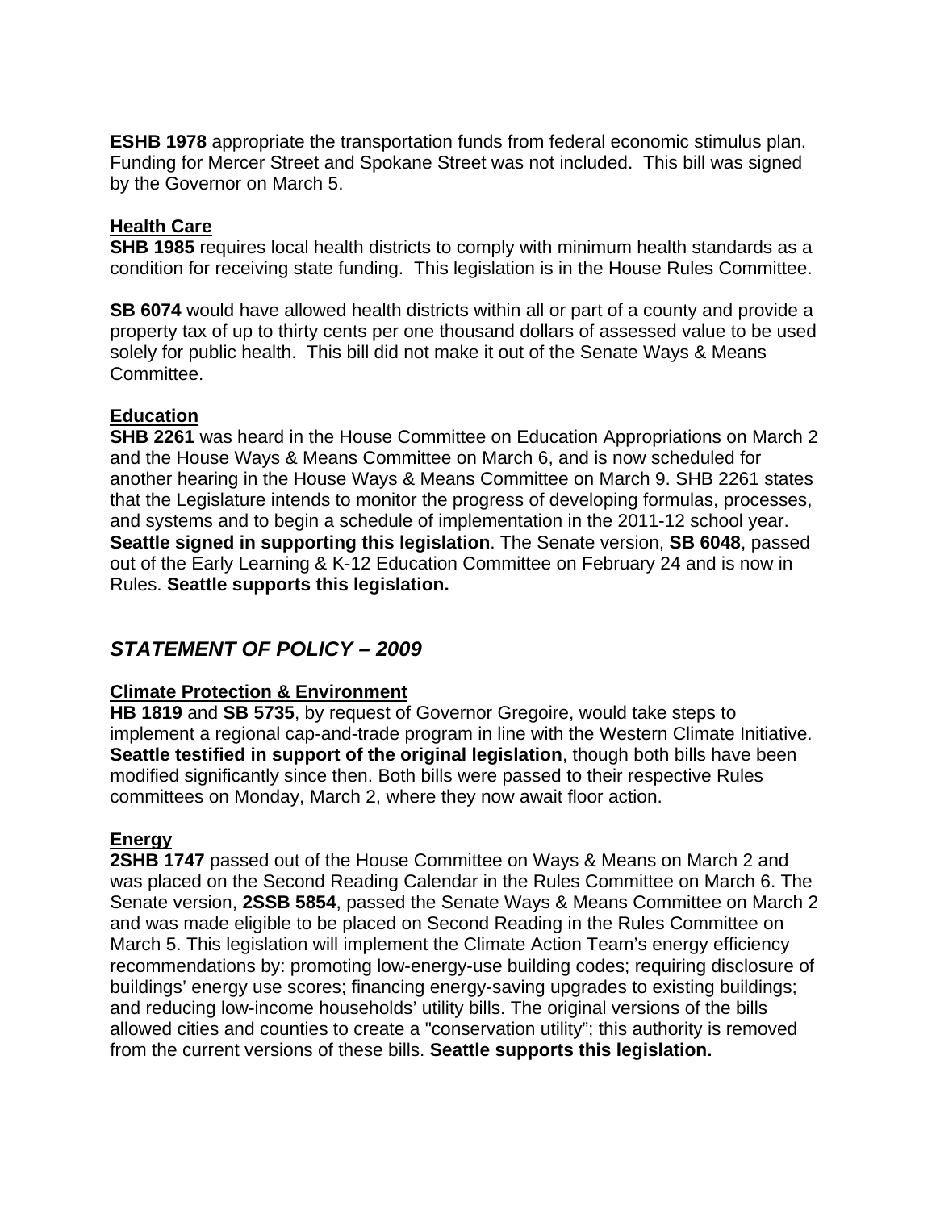**ESHB 1978** appropriate the transportation funds from federal economic stimulus plan. Funding for Mercer Street and Spokane Street was not included. This bill was signed by the Governor on March 5.

## Health Care

**SHB 1985** requires local health districts to comply with minimum health standards as a condition for receiving state funding. This legislation is in the House Rules Committee.

**SB 6074** would have allowed health districts within all or part of a county and provide a property tax of up to thirty cents per one thousand dollars of assessed value to be used solely for public health. This bill did not make it out of the Senate Ways & Means Committee.

## Education

**SHB 2261** was heard in the House Committee on Education Appropriations on March 2 and the House Ways & Means Committee on March 6, and is now scheduled for another hearing in the House Ways & Means Committee on March 9. SHB 2261 states that the Legislature intends to monitor the progress of developing formulas, processes, and systems and to begin a schedule of implementation in the 2011-12 school year. **Seattle signed in supporting this legislation**. The Senate version, **SB 6048**, passed out of the Early Learning & K-12 Education Committee on February 24 and is now in Rules. **Seattle supports this legislation.**

# *STATEMENT OF POLICY – 2009*

## Climate Protection & Environment

**HB 1819** and **SB 5735**, by request of Governor Gregoire, would take steps to implement a regional cap-and-trade program in line with the Western Climate Initiative. **Seattle testified in support of the original legislation**, though both bills have been modified significantly since then. Both bills were passed to their respective Rules committees on Monday, March 2, where they now await floor action.

## Energy

**2SHB 1747** passed out of the House Committee on Ways & Means on March 2 and was placed on the Second Reading Calendar in the Rules Committee on March 6. The Senate version, **2SSB 5854**, passed the Senate Ways & Means Committee on March 2 and was made eligible to be placed on Second Reading in the Rules Committee on March 5. This legislation will implement the Climate Action Team's energy efficiency recommendations by: promoting low-energy-use building codes; requiring disclosure of buildings' energy use scores; financing energy-saving upgrades to existing buildings; and reducing low-income households' utility bills. The original versions of the bills allowed cities and counties to create a "conservation utility"; this authority is removed from the current versions of these bills. **Seattle supports this legislation.**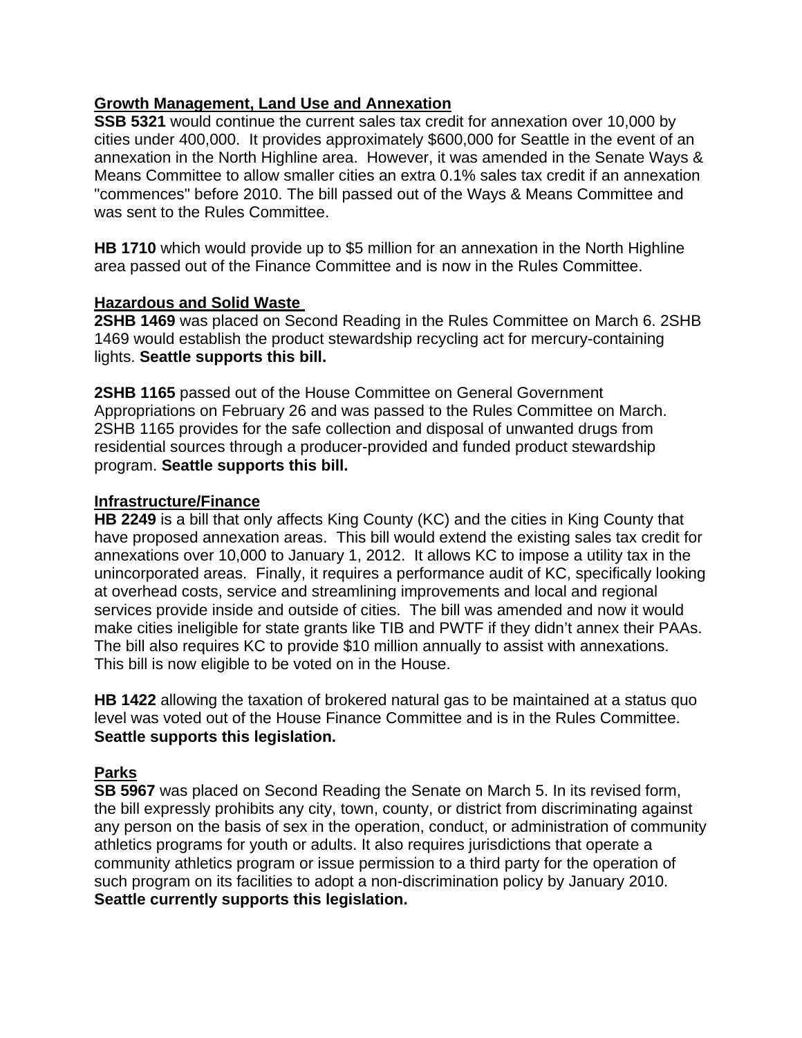## Growth Management, Land Use and Annexation

**SSB 5321** would continue the current sales tax credit for annexation over 10,000 by cities under 400,000. It provides approximately $600,000 for Seattle in the event of an annexation in the North Highline area. However, it was amended in the Senate Ways & Means Committee to allow smaller cities an extra 0.1% sales tax credit if an annexation "commences" before 2010. The bill passed out of the Ways & Means Committee and was sent to the Rules Committee.

**HB 1710** which would provide up to $5 million for an annexation in the North Highline area passed out of the Finance Committee and is now in the Rules Committee.

## Hazardous and Solid Waste

**2SHB 1469** was placed on Second Reading in the Rules Committee on March 6. 2SHB 1469 would establish the product stewardship recycling act for mercury-containing lights. **Seattle supports this bill.**

**2SHB 1165** passed out of the House Committee on General Government Appropriations on February 26 and was passed to the Rules Committee on March. 2SHB 1165 provides for the safe collection and disposal of unwanted drugs from residential sources through a producer-provided and funded product stewardship program. **Seattle supports this bill.**

## Infrastructure/Finance

**HB 2249** is a bill that only affects King County (KC) and the cities in King County that have proposed annexation areas. This bill would extend the existing sales tax credit for annexations over 10,000 to January 1, 2012. It allows KC to impose a utility tax in the unincorporated areas. Finally, it requires a performance audit of KC, specifically looking at overhead costs, service and streamlining improvements and local and regional services provide inside and outside of cities. The bill was amended and now it would make cities ineligible for state grants like TIB and PWTF if they didn't annex their PAAs. The bill also requires KC to provide $10 million annually to assist with annexations. This bill is now eligible to be voted on in the House.

**HB 1422** allowing the taxation of brokered natural gas to be maintained at a status quo level was voted out of the House Finance Committee and is in the Rules Committee. **Seattle supports this legislation.**

## Parks

**SB 5967** was placed on Second Reading the Senate on March 5. In its revised form, the bill expressly prohibits any city, town, county, or district from discriminating against any person on the basis of sex in the operation, conduct, or administration of community athletics programs for youth or adults. It also requires jurisdictions that operate a community athletics program or issue permission to a third party for the operation of such program on its facilities to adopt a non-discrimination policy by January 2010. **Seattle currently supports this legislation.**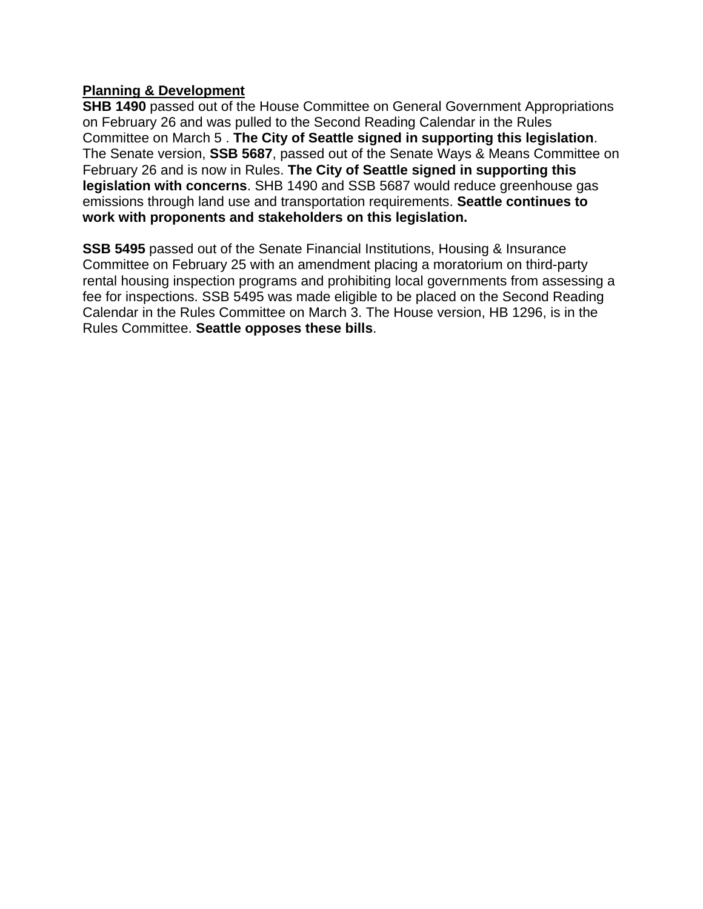**Planning & Development**

**SHB 1490** passed out of the House Committee on General Government Appropriations on February 26 and was pulled to the Second Reading Calendar in the Rules Committee on March 5 . **The City of Seattle signed in supporting this legislation**. The Senate version, **SSB 5687**, passed out of the Senate Ways & Means Committee on February 26 and is now in Rules. **The City of Seattle signed in supporting this legislation with concerns**. SHB 1490 and SSB 5687 would reduce greenhouse gas emissions through land use and transportation requirements. **Seattle continues to work with proponents and stakeholders on this legislation.**

**SSB 5495** passed out of the Senate Financial Institutions, Housing & Insurance Committee on February 25 with an amendment placing a moratorium on third-party rental housing inspection programs and prohibiting local governments from assessing a fee for inspections. SSB 5495 was made eligible to be placed on the Second Reading Calendar in the Rules Committee on March 3. The House version, HB 1296, is in the Rules Committee. **Seattle opposes these bills**.